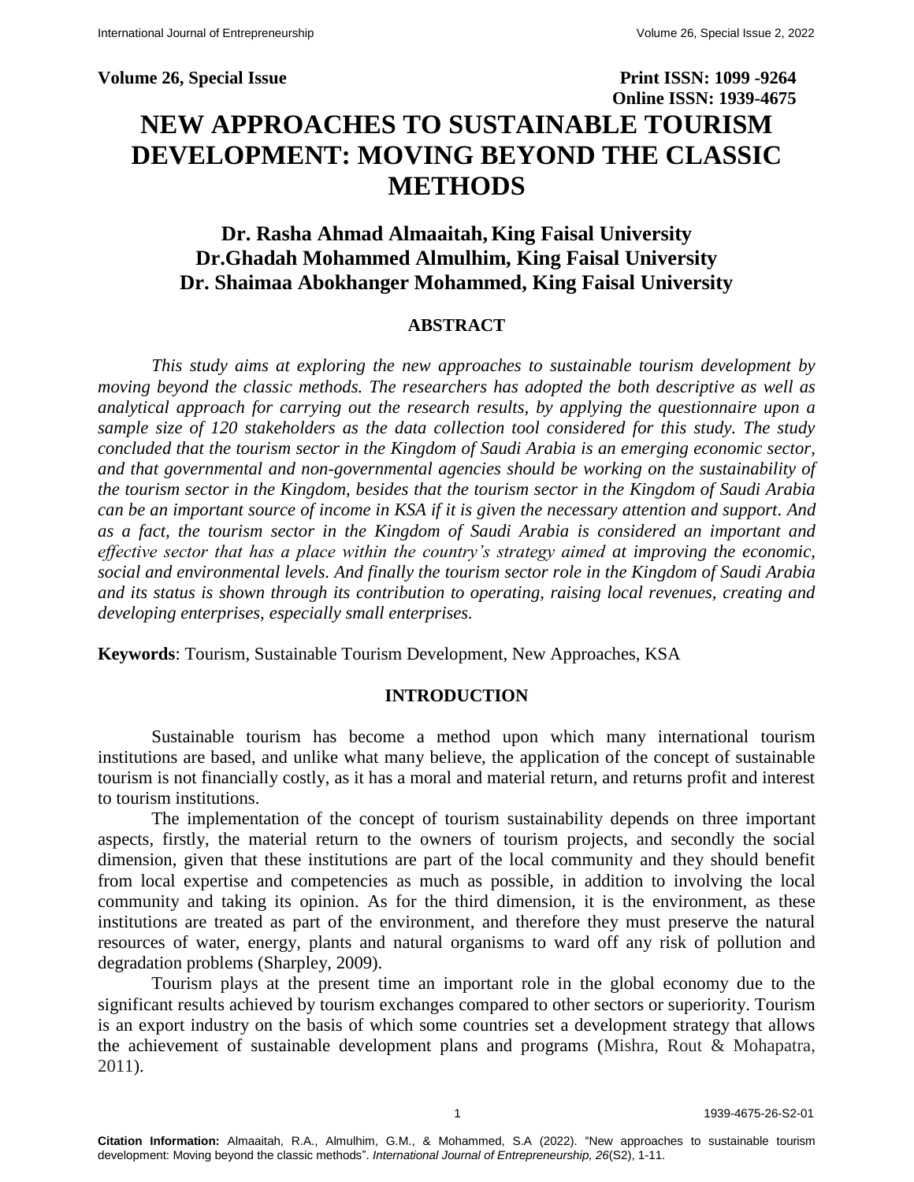**Volume 26, Special Issue** **Print ISSN: 1099 -9264**
**Online ISSN: 1939-4675**

# NEW APPROACHES TO SUSTAINABLE TOURISM DEVELOPMENT: MOVING BEYOND THE CLASSIC METHODS

**Dr. Rasha Ahmad Almaaitah, King Faisal University**
**Dr.Ghadah Mohammed Almulhim, King Faisal University**
**Dr. Shaimaa Abokhanger Mohammed, King Faisal University**

## ABSTRACT

*This study aims at exploring the new approaches to sustainable tourism development by moving beyond the classic methods. The researchers has adopted the both descriptive as well as analytical approach for carrying out the research results, by applying the questionnaire upon a sample size of 120 stakeholders as the data collection tool considered for this study. The study concluded that the tourism sector in the Kingdom of Saudi Arabia is an emerging economic sector, and that governmental and non-governmental agencies should be working on the sustainability of the tourism sector in the Kingdom, besides that the tourism sector in the Kingdom of Saudi Arabia can be an important source of income in KSA if it is given the necessary attention and support. And as a fact, the tourism sector in the Kingdom of Saudi Arabia is considered an important and effective sector that has a place within the country's strategy aimed at improving the economic, social and environmental levels. And finally the tourism sector role in the Kingdom of Saudi Arabia and its status is shown through its contribution to operating, raising local revenues, creating and developing enterprises, especially small enterprises.*

**Keywords**: Tourism, Sustainable Tourism Development, New Approaches, KSA

## INTRODUCTION

Sustainable tourism has become a method upon which many international tourism institutions are based, and unlike what many believe, the application of the concept of sustainable tourism is not financially costly, as it has a moral and material return, and returns profit and interest to tourism institutions.

The implementation of the concept of tourism sustainability depends on three important aspects, firstly, the material return to the owners of tourism projects, and secondly the social dimension, given that these institutions are part of the local community and they should benefit from local expertise and competencies as much as possible, in addition to involving the local community and taking its opinion. As for the third dimension, it is the environment, as these institutions are treated as part of the environment, and therefore they must preserve the natural resources of water, energy, plants and natural organisms to ward off any risk of pollution and degradation problems (Sharpley, 2009).

Tourism plays at the present time an important role in the global economy due to the significant results achieved by tourism exchanges compared to other sectors or superiority. Tourism is an export industry on the basis of which some countries set a development strategy that allows the achievement of sustainable development plans and programs (Mishra, Rout & Mohapatra, 2011).

**Citation Information:** Almaaitah, R.A., Almulhim, G.M., & Mohammed, S.A (2022). "New approaches to sustainable tourism development: Moving beyond the classic methods". *International Journal of Entrepreneurship, 26*(S2), 1-11.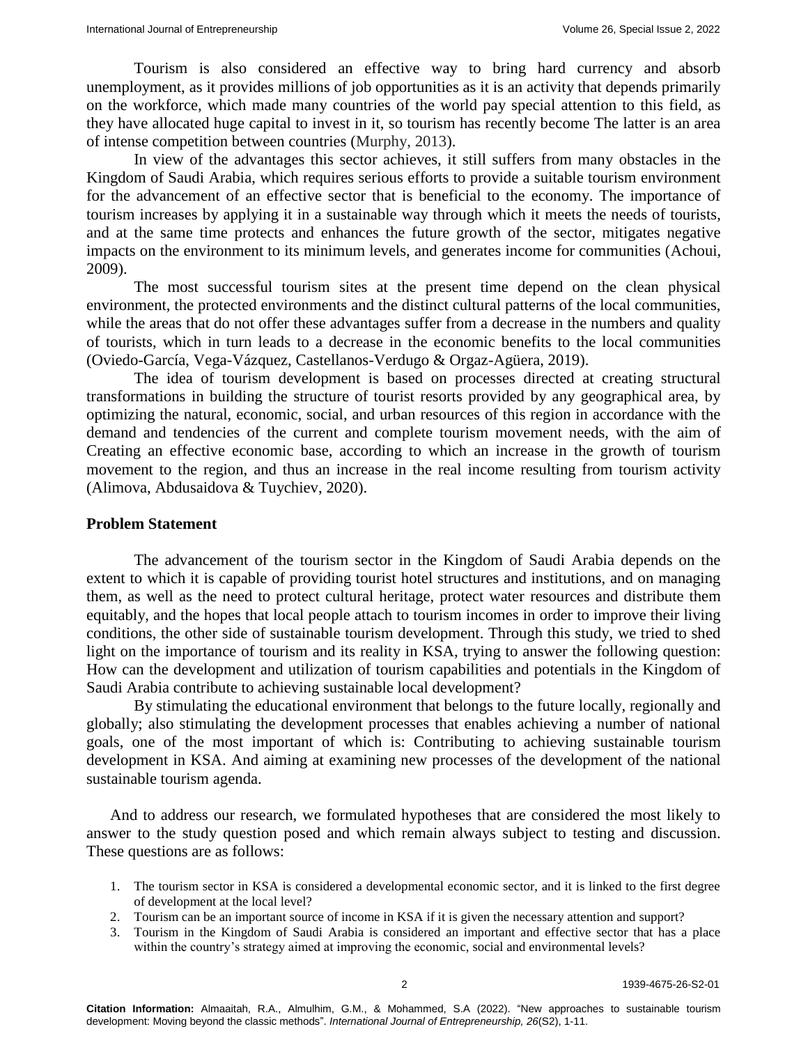Tourism is also considered an effective way to bring hard currency and absorb unemployment, as it provides millions of job opportunities as it is an activity that depends primarily on the workforce, which made many countries of the world pay special attention to this field, as they have allocated huge capital to invest in it, so tourism has recently become The latter is an area of intense competition between countries (Murphy, 2013).

In view of the advantages this sector achieves, it still suffers from many obstacles in the Kingdom of Saudi Arabia, which requires serious efforts to provide a suitable tourism environment for the advancement of an effective sector that is beneficial to the economy. The importance of tourism increases by applying it in a sustainable way through which it meets the needs of tourists, and at the same time protects and enhances the future growth of the sector, mitigates negative impacts on the environment to its minimum levels, and generates income for communities (Achoui, 2009).

The most successful tourism sites at the present time depend on the clean physical environment, the protected environments and the distinct cultural patterns of the local communities, while the areas that do not offer these advantages suffer from a decrease in the numbers and quality of tourists, which in turn leads to a decrease in the economic benefits to the local communities (Oviedo-García, Vega-Vázquez, Castellanos-Verdugo & Orgaz-Agüera, 2019).

The idea of tourism development is based on processes directed at creating structural transformations in building the structure of tourist resorts provided by any geographical area, by optimizing the natural, economic, social, and urban resources of this region in accordance with the demand and tendencies of the current and complete tourism movement needs, with the aim of Creating an effective economic base, according to which an increase in the growth of tourism movement to the region, and thus an increase in the real income resulting from tourism activity (Alimova, Abdusaidova & Tuychiev, 2020).

## Problem Statement

The advancement of the tourism sector in the Kingdom of Saudi Arabia depends on the extent to which it is capable of providing tourist hotel structures and institutions, and on managing them, as well as the need to protect cultural heritage, protect water resources and distribute them equitably, and the hopes that local people attach to tourism incomes in order to improve their living conditions, the other side of sustainable tourism development. Through this study, we tried to shed light on the importance of tourism and its reality in KSA, trying to answer the following question: How can the development and utilization of tourism capabilities and potentials in the Kingdom of Saudi Arabia contribute to achieving sustainable local development?

By stimulating the educational environment that belongs to the future locally, regionally and globally; also stimulating the development processes that enables achieving a number of national goals, one of the most important of which is: Contributing to achieving sustainable tourism development in KSA. And aiming at examining new processes of the development of the national sustainable tourism agenda.

And to address our research, we formulated hypotheses that are considered the most likely to answer to the study question posed and which remain always subject to testing and discussion. These questions are as follows:

1. The tourism sector in KSA is considered a developmental economic sector, and it is linked to the first degree of development at the local level?
2. Tourism can be an important source of income in KSA if it is given the necessary attention and support?
3. Tourism in the Kingdom of Saudi Arabia is considered an important and effective sector that has a place within the country's strategy aimed at improving the economic, social and environmental levels?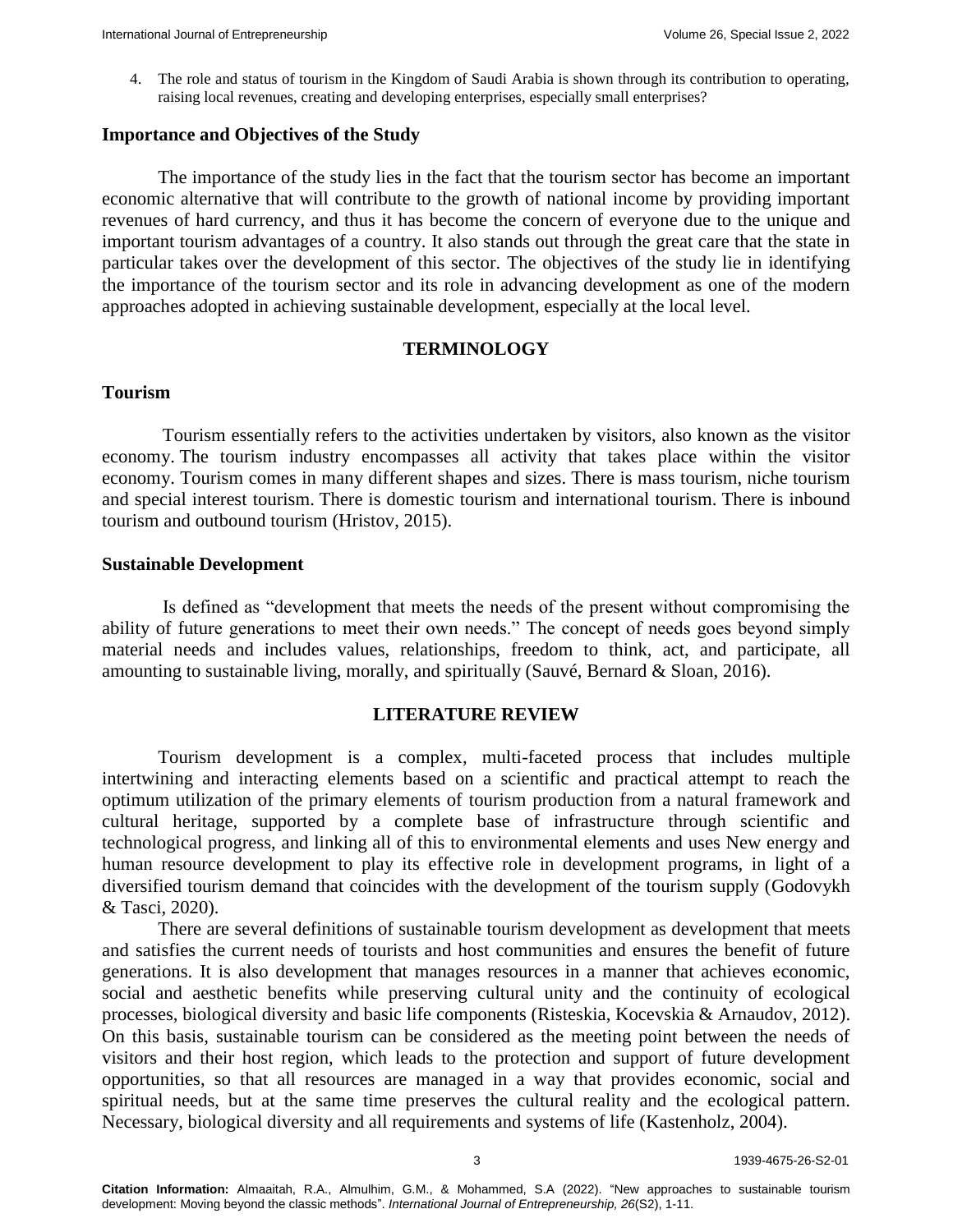4. The role and status of tourism in the Kingdom of Saudi Arabia is shown through its contribution to operating, raising local revenues, creating and developing enterprises, especially small enterprises?

### Importance and Objectives of the Study

The importance of the study lies in the fact that the tourism sector has become an important economic alternative that will contribute to the growth of national income by providing important revenues of hard currency, and thus it has become the concern of everyone due to the unique and important tourism advantages of a country. It also stands out through the great care that the state in particular takes over the development of this sector. The objectives of the study lie in identifying the importance of the tourism sector and its role in advancing development as one of the modern approaches adopted in achieving sustainable development, especially at the local level.

## TERMINOLOGY

### Tourism

Tourism essentially refers to the activities undertaken by visitors, also known as the visitor economy. The tourism industry encompasses all activity that takes place within the visitor economy. Tourism comes in many different shapes and sizes. There is mass tourism, niche tourism and special interest tourism. There is domestic tourism and international tourism. There is inbound tourism and outbound tourism (Hristov, 2015).

### Sustainable Development

Is defined as "development that meets the needs of the present without compromising the ability of future generations to meet their own needs." The concept of needs goes beyond simply material needs and includes values, relationships, freedom to think, act, and participate, all amounting to sustainable living, morally, and spiritually (Sauvé, Bernard & Sloan, 2016).

## LITERATURE REVIEW

Tourism development is a complex, multi-faceted process that includes multiple intertwining and interacting elements based on a scientific and practical attempt to reach the optimum utilization of the primary elements of tourism production from a natural framework and cultural heritage, supported by a complete base of infrastructure through scientific and technological progress, and linking all of this to environmental elements and uses New energy and human resource development to play its effective role in development programs, in light of a diversified tourism demand that coincides with the development of the tourism supply (Godovykh & Tasci, 2020).

There are several definitions of sustainable tourism development as development that meets and satisfies the current needs of tourists and host communities and ensures the benefit of future generations. It is also development that manages resources in a manner that achieves economic, social and aesthetic benefits while preserving cultural unity and the continuity of ecological processes, biological diversity and basic life components (Risteskia, Kocevskia & Arnaudov, 2012). On this basis, sustainable tourism can be considered as the meeting point between the needs of visitors and their host region, which leads to the protection and support of future development opportunities, so that all resources are managed in a way that provides economic, social and spiritual needs, but at the same time preserves the cultural reality and the ecological pattern. Necessary, biological diversity and all requirements and systems of life (Kastenholz, 2004).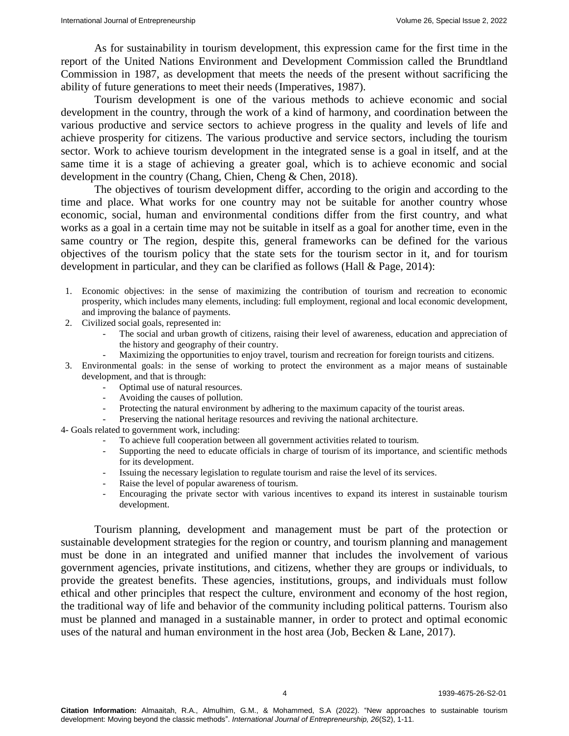As for sustainability in tourism development, this expression came for the first time in the report of the United Nations Environment and Development Commission called the Brundtland Commission in 1987, as development that meets the needs of the present without sacrificing the ability of future generations to meet their needs (Imperatives, 1987).

Tourism development is one of the various methods to achieve economic and social development in the country, through the work of a kind of harmony, and coordination between the various productive and service sectors to achieve progress in the quality and levels of life and achieve prosperity for citizens. The various productive and service sectors, including the tourism sector. Work to achieve tourism development in the integrated sense is a goal in itself, and at the same time it is a stage of achieving a greater goal, which is to achieve economic and social development in the country (Chang, Chien, Cheng & Chen, 2018).

The objectives of tourism development differ, according to the origin and according to the time and place. What works for one country may not be suitable for another country whose economic, social, human and environmental conditions differ from the first country, and what works as a goal in a certain time may not be suitable in itself as a goal for another time, even in the same country or The region, despite this, general frameworks can be defined for the various objectives of the tourism policy that the state sets for the tourism sector in it, and for tourism development in particular, and they can be clarified as follows (Hall & Page, 2014):

1. Economic objectives: in the sense of maximizing the contribution of tourism and recreation to economic prosperity, which includes many elements, including: full employment, regional and local economic development, and improving the balance of payments.
2. Civilized social goals, represented in:
   - The social and urban growth of citizens, raising their level of awareness, education and appreciation of the history and geography of their country.
   - Maximizing the opportunities to enjoy travel, tourism and recreation for foreign tourists and citizens.
3. Environmental goals: in the sense of working to protect the environment as a major means of sustainable development, and that is through:
   - Optimal use of natural resources.
   - Avoiding the causes of pollution.
   - Protecting the natural environment by adhering to the maximum capacity of the tourist areas.
   - Preserving the national heritage resources and reviving the national architecture.

4- Goals related to government work, including:

- To achieve full cooperation between all government activities related to tourism.
- Supporting the need to educate officials in charge of tourism of its importance, and scientific methods for its development.
- Issuing the necessary legislation to regulate tourism and raise the level of its services.
- Raise the level of popular awareness of tourism.
- Encouraging the private sector with various incentives to expand its interest in sustainable tourism development.

Tourism planning, development and management must be part of the protection or sustainable development strategies for the region or country, and tourism planning and management must be done in an integrated and unified manner that includes the involvement of various government agencies, private institutions, and citizens, whether they are groups or individuals, to provide the greatest benefits. These agencies, institutions, groups, and individuals must follow ethical and other principles that respect the culture, environment and economy of the host region, the traditional way of life and behavior of the community including political patterns. Tourism also must be planned and managed in a sustainable manner, in order to protect and optimal economic uses of the natural and human environment in the host area (Job, Becken & Lane, 2017).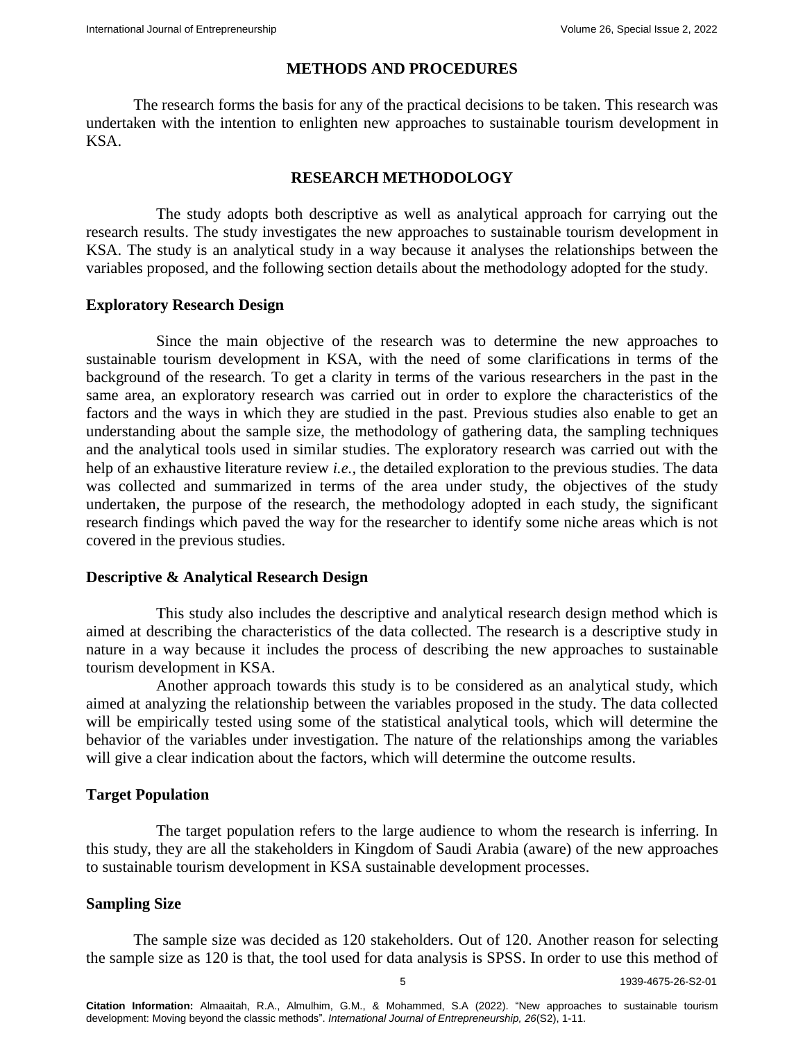## METHODS AND PROCEDURES

The research forms the basis for any of the practical decisions to be taken. This research was undertaken with the intention to enlighten new approaches to sustainable tourism development in KSA.

## RESEARCH METHODOLOGY

The study adopts both descriptive as well as analytical approach for carrying out the research results. The study investigates the new approaches to sustainable tourism development in KSA. The study is an analytical study in a way because it analyses the relationships between the variables proposed, and the following section details about the methodology adopted for the study.

### Exploratory Research Design

Since the main objective of the research was to determine the new approaches to sustainable tourism development in KSA, with the need of some clarifications in terms of the background of the research. To get a clarity in terms of the various researchers in the past in the same area, an exploratory research was carried out in order to explore the characteristics of the factors and the ways in which they are studied in the past. Previous studies also enable to get an understanding about the sample size, the methodology of gathering data, the sampling techniques and the analytical tools used in similar studies. The exploratory research was carried out with the help of an exhaustive literature review *i.e.,* the detailed exploration to the previous studies. The data was collected and summarized in terms of the area under study, the objectives of the study undertaken, the purpose of the research, the methodology adopted in each study, the significant research findings which paved the way for the researcher to identify some niche areas which is not covered in the previous studies.

### Descriptive & Analytical Research Design

This study also includes the descriptive and analytical research design method which is aimed at describing the characteristics of the data collected. The research is a descriptive study in nature in a way because it includes the process of describing the new approaches to sustainable tourism development in KSA.

Another approach towards this study is to be considered as an analytical study, which aimed at analyzing the relationship between the variables proposed in the study. The data collected will be empirically tested using some of the statistical analytical tools, which will determine the behavior of the variables under investigation. The nature of the relationships among the variables will give a clear indication about the factors, which will determine the outcome results.

### Target Population

The target population refers to the large audience to whom the research is inferring. In this study, they are all the stakeholders in Kingdom of Saudi Arabia (aware) of the new approaches to sustainable tourism development in KSA sustainable development processes.

### Sampling Size

The sample size was decided as 120 stakeholders. Out of 120. Another reason for selecting the sample size as 120 is that, the tool used for data analysis is SPSS. In order to use this method of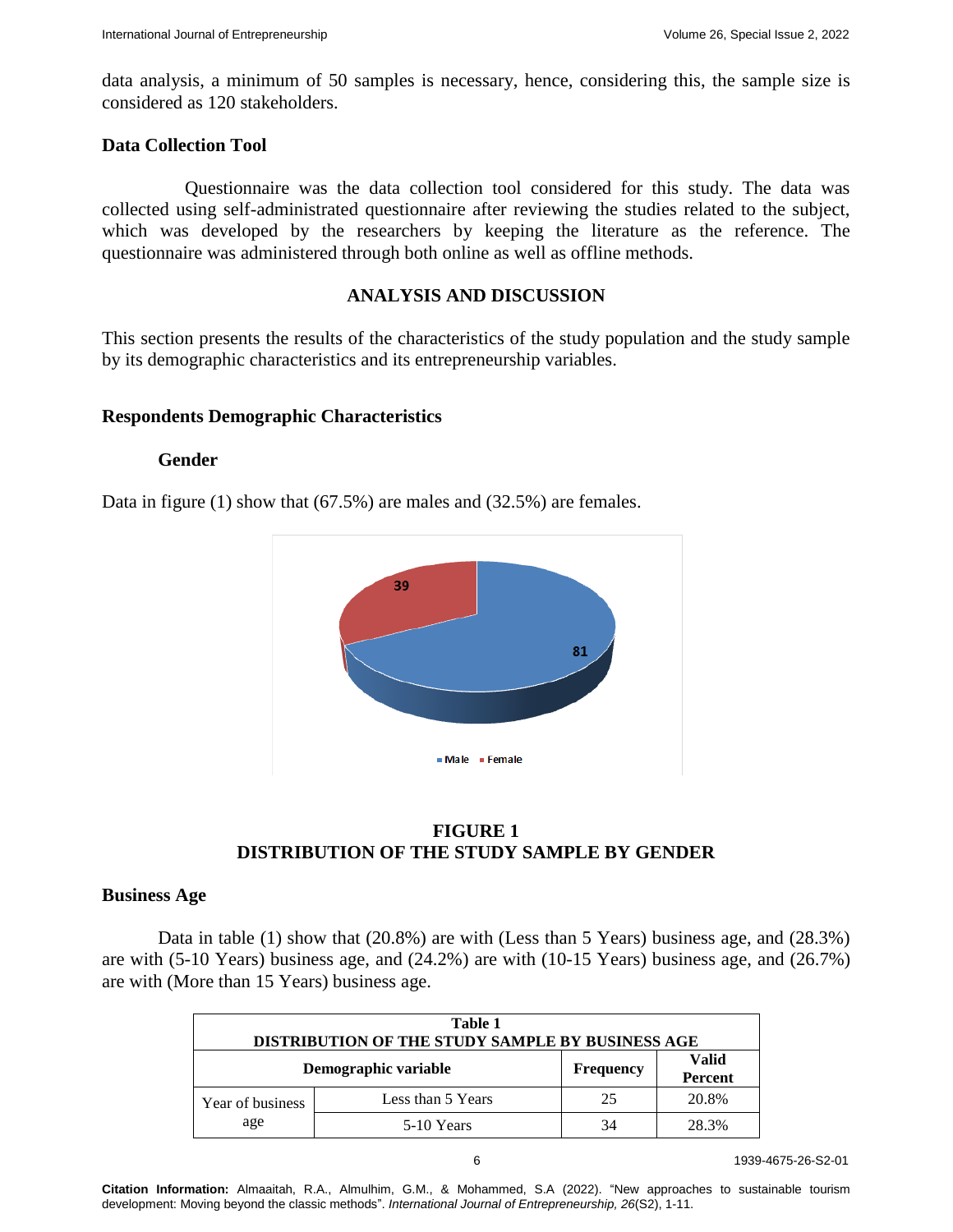data analysis, a minimum of 50 samples is necessary, hence, considering this, the sample size is considered as 120 stakeholders.

### Data Collection Tool

Questionnaire was the data collection tool considered for this study. The data was collected using self-administrated questionnaire after reviewing the studies related to the subject, which was developed by the researchers by keeping the literature as the reference. The questionnaire was administered through both online as well as offline methods.

## ANALYSIS AND DISCUSSION

This section presents the results of the characteristics of the study population and the study sample by its demographic characteristics and its entrepreneurship variables.

### Respondents Demographic Characteristics

#### Gender

Data in figure (1) show that (67.5%) are males and (32.5%) are females.

**FIGURE 1**
**DISTRIBUTION OF THE STUDY SAMPLE BY GENDER**

### Business Age

Data in table (1) show that (20.8%) are with (Less than 5 Years) business age, and (28.3%) are with (5-10 Years) business age, and (24.2%) are with (10-15 Years) business age, and (26.7%) are with (More than 15 Years) business age.

**Table 1**
**DISTRIBUTION OF THE STUDY SAMPLE BY BUSINESS AGE**

| Demographic variable | | Frequency | Valid Percent |
|---|---|---|---|
| Year of business age | Less than 5 Years | 25 | 20.8% |
| | 5-10 Years | 34 | 28.3% |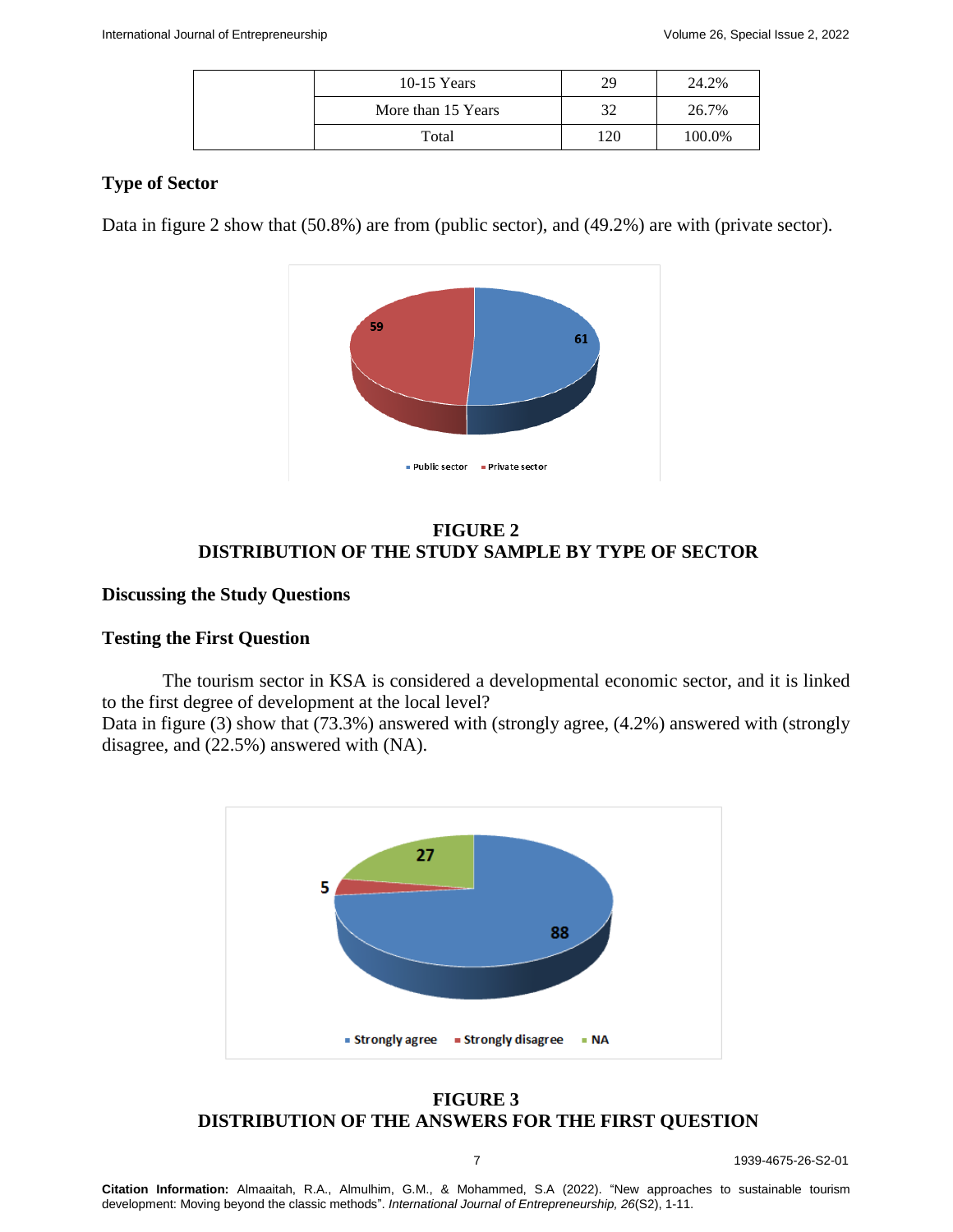| | 10-15 Years | 29 | 24.2% |
|---|---|---|---|
| | More than 15 Years | 32 | 26.7% |
| | Total | 120 | 100.0% |

### Type of Sector

Data in figure 2 show that (50.8%) are from (public sector), and (49.2%) are with (private sector).

**FIGURE 2**
**DISTRIBUTION OF THE STUDY SAMPLE BY TYPE OF SECTOR**

### Discussing the Study Questions

### Testing the First Question

The tourism sector in KSA is considered a developmental economic sector, and it is linked to the first degree of development at the local level?
Data in figure (3) show that (73.3%) answered with (strongly agree, (4.2%) answered with (strongly disagree, and (22.5%) answered with (NA).

**FIGURE 3**
**DISTRIBUTION OF THE ANSWERS FOR THE FIRST QUESTION**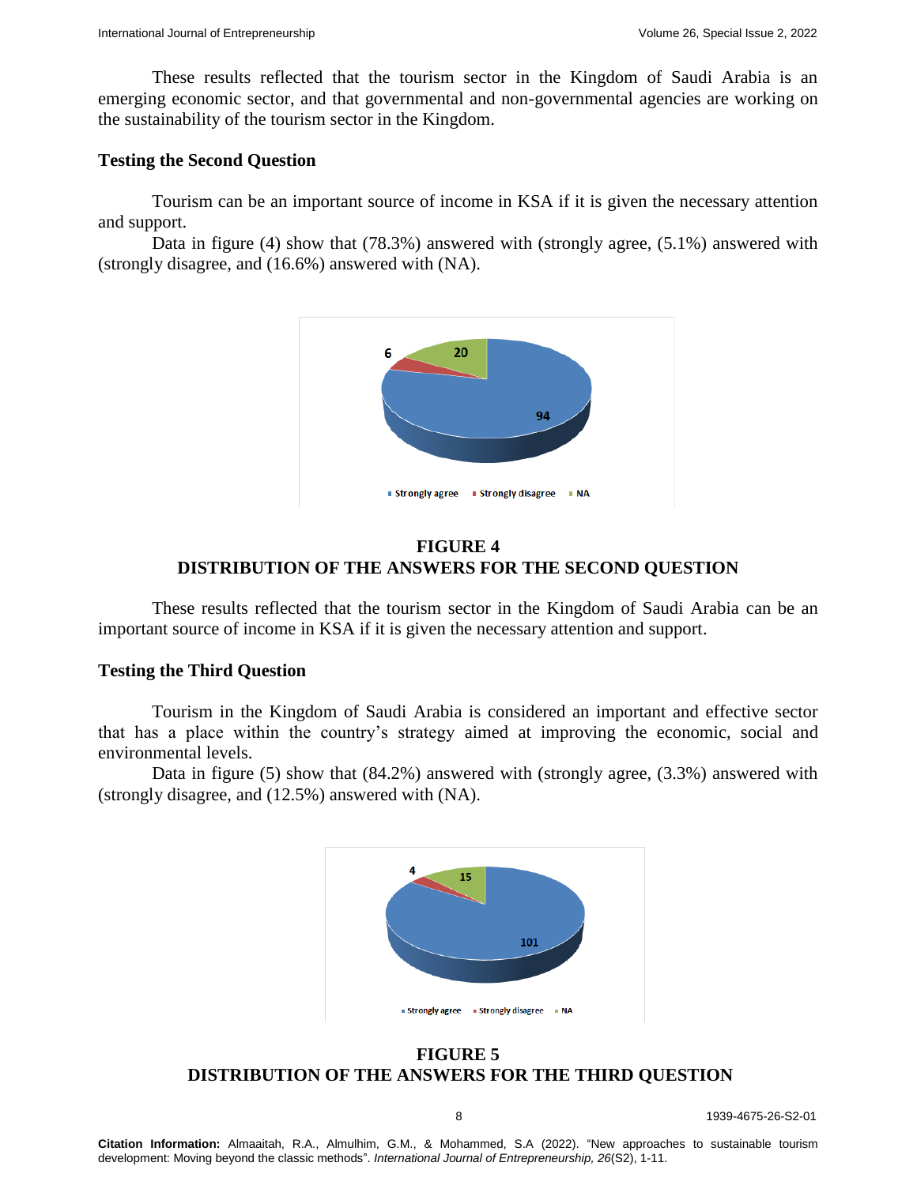These results reflected that the tourism sector in the Kingdom of Saudi Arabia is an emerging economic sector, and that governmental and non-governmental agencies are working on the sustainability of the tourism sector in the Kingdom.

### Testing the Second Question

Tourism can be an important source of income in KSA if it is given the necessary attention and support.

Data in figure (4) show that (78.3%) answered with (strongly agree, (5.1%) answered with (strongly disagree, and (16.6%) answered with (NA).

**FIGURE 4**
**DISTRIBUTION OF THE ANSWERS FOR THE SECOND QUESTION**

These results reflected that the tourism sector in the Kingdom of Saudi Arabia can be an important source of income in KSA if it is given the necessary attention and support.

### Testing the Third Question

Tourism in the Kingdom of Saudi Arabia is considered an important and effective sector that has a place within the country's strategy aimed at improving the economic, social and environmental levels.

Data in figure (5) show that (84.2%) answered with (strongly agree, (3.3%) answered with (strongly disagree, and (12.5%) answered with (NA).

**FIGURE 5**
**DISTRIBUTION OF THE ANSWERS FOR THE THIRD QUESTION**

**Citation Information:** Almaaitah, R.A., Almulhim, G.M., & Mohammed, S.A (2022). "New approaches to sustainable tourism development: Moving beyond the classic methods". *International Journal of Entrepreneurship, 26*(S2), 1-11.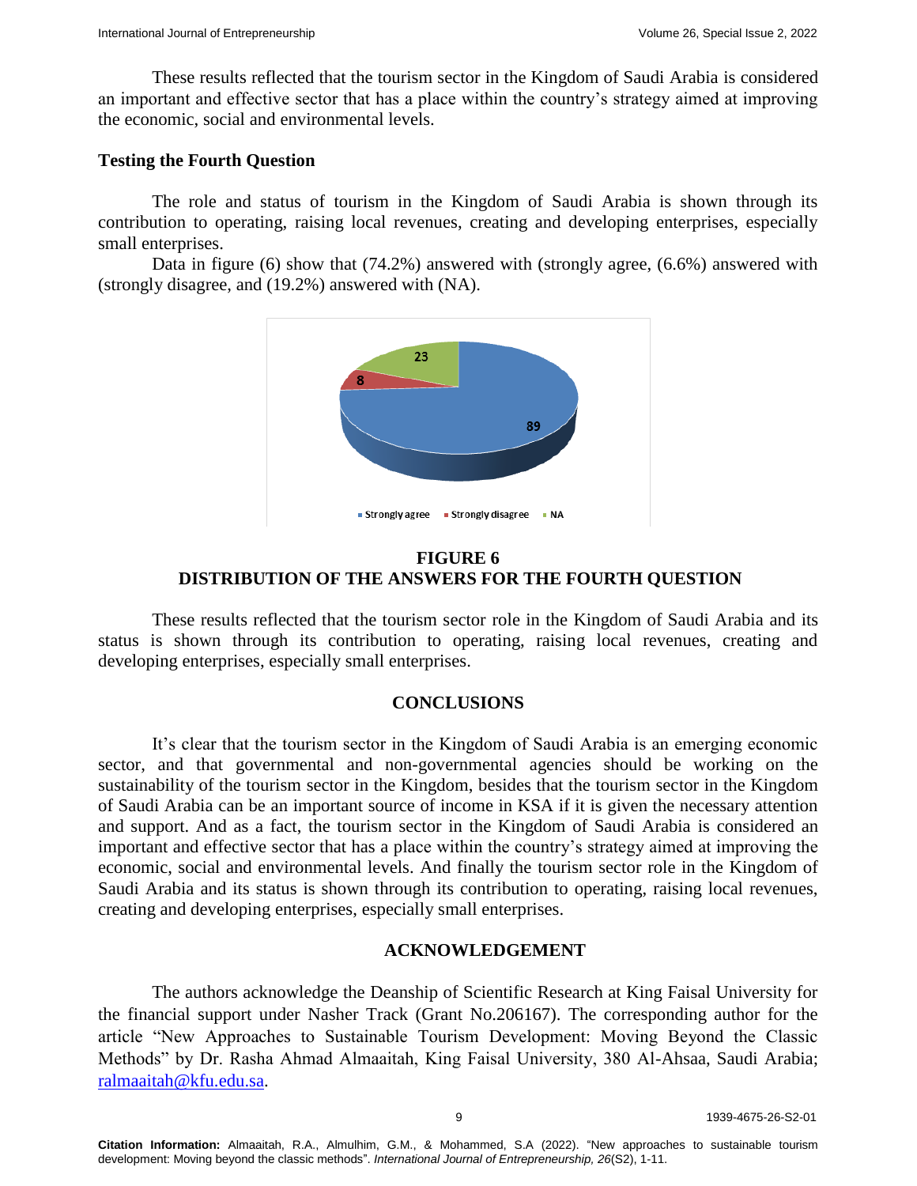These results reflected that the tourism sector in the Kingdom of Saudi Arabia is considered an important and effective sector that has a place within the country's strategy aimed at improving the economic, social and environmental levels.

### Testing the Fourth Question

The role and status of tourism in the Kingdom of Saudi Arabia is shown through its contribution to operating, raising local revenues, creating and developing enterprises, especially small enterprises.

Data in figure (6) show that (74.2%) answered with (strongly agree, (6.6%) answered with (strongly disagree, and (19.2%) answered with (NA).

**FIGURE 6**
**DISTRIBUTION OF THE ANSWERS FOR THE FOURTH QUESTION**

These results reflected that the tourism sector role in the Kingdom of Saudi Arabia and its status is shown through its contribution to operating, raising local revenues, creating and developing enterprises, especially small enterprises.

## CONCLUSIONS

It's clear that the tourism sector in the Kingdom of Saudi Arabia is an emerging economic sector, and that governmental and non-governmental agencies should be working on the sustainability of the tourism sector in the Kingdom, besides that the tourism sector in the Kingdom of Saudi Arabia can be an important source of income in KSA if it is given the necessary attention and support. And as a fact, the tourism sector in the Kingdom of Saudi Arabia is considered an important and effective sector that has a place within the country's strategy aimed at improving the economic, social and environmental levels. And finally the tourism sector role in the Kingdom of Saudi Arabia and its status is shown through its contribution to operating, raising local revenues, creating and developing enterprises, especially small enterprises.

## ACKNOWLEDGEMENT

The authors acknowledge the Deanship of Scientific Research at King Faisal University for the financial support under Nasher Track (Grant No.206167). The corresponding author for the article "New Approaches to Sustainable Tourism Development: Moving Beyond the Classic Methods" by Dr. Rasha Ahmad Almaaitah, King Faisal University, 380 Al-Ahsaa, Saudi Arabia; ralmaaitah@kfu.edu.sa.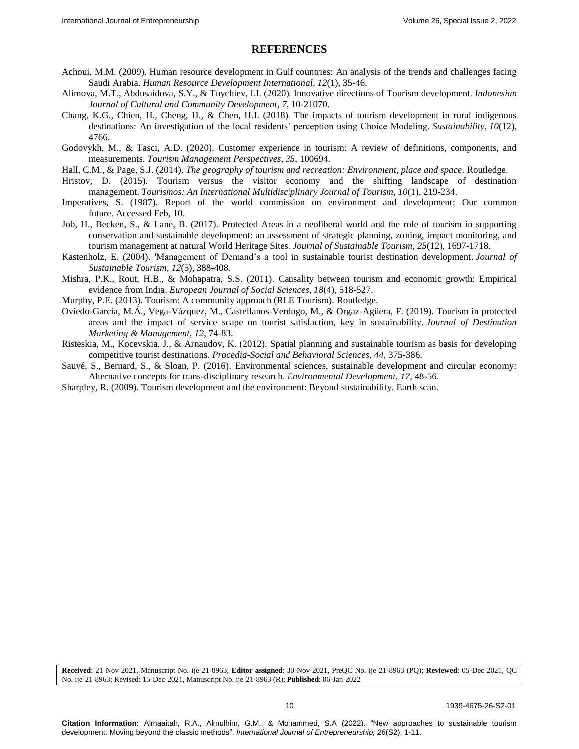# REFERENCES

Achoui, M.M. (2009). Human resource development in Gulf countries: An analysis of the trends and challenges facing Saudi Arabia. *Human Resource Development International, 12*(1), 35-46.

Alimova, M.T., Abdusaidova, S.Y., & Tuychiev, I.I. (2020). Innovative directions of Tourism development. *Indonesian Journal of Cultural and Community Development, 7*, 10-21070.

Chang, K.G., Chien, H., Cheng, H., & Chen, H.I. (2018). The impacts of tourism development in rural indigenous destinations: An investigation of the local residents' perception using Choice Modeling. *Sustainability, 10*(12), 4766.

Godovykh, M., & Tasci, A.D. (2020). Customer experience in tourism: A review of definitions, components, and measurements. *Tourism Management Perspectives, 35*, 100694.

Hall, C.M., & Page, S.J. (2014). *The geography of tourism and recreation: Environment, place and space*. Routledge.

Hristov, D. (2015). Tourism versus the visitor economy and the shifting landscape of destination management. *Tourismos: An International Multidisciplinary Journal of Tourism*, *10*(1), 219-234.

Imperatives, S. (1987). Report of the world commission on environment and development: Our common future. Accessed Feb, 10.

Job, H., Becken, S., & Lane, B. (2017). Protected Areas in a neoliberal world and the role of tourism in supporting conservation and sustainable development: an assessment of strategic planning, zoning, impact monitoring, and tourism management at natural World Heritage Sites. *Journal of Sustainable Tourism*, *25*(12), 1697-1718.

Kastenholz, E. (2004). 'Management of Demand's a tool in sustainable tourist destination development. *Journal of Sustainable Tourism*, *12*(5), 388-408.

Mishra, P.K., Rout, H.B., & Mohapatra, S.S. (2011). Causality between tourism and economic growth: Empirical evidence from India. *European Journal of Social Sciences*, *18*(4), 518-527.

Murphy, P.E. (2013). Tourism: A community approach (RLE Tourism). Routledge.

Oviedo-García, M.Á., Vega-Vázquez, M., Castellanos-Verdugo, M., & Orgaz-Agüera, F. (2019). Tourism in protected areas and the impact of service scape on tourist satisfaction, key in sustainability. *Journal of Destination Marketing & Management*, *12*, 74-83.

Risteskia, M., Kocevskia, J., & Arnaudov, K. (2012). Spatial planning and sustainable tourism as basis for developing competitive tourist destinations. *Procedia-Social and Behavioral Sciences, 44*, 375-386.

Sauvé, S., Bernard, S., & Sloan, P. (2016). Environmental sciences, sustainable development and circular economy: Alternative concepts for trans-disciplinary research. *Environmental Development*, *17*, 48-56.

Sharpley, R. (2009). Tourism development and the environment: Beyond sustainability. Earth scan.

**Received**: 21-Nov-2021, Manuscript No. ije-21-8963; **Editor assigned**: 30-Nov-2021, PreQC No. ije-21-8963 (PQ); **Reviewed**: 05-Dec-2021, QC No. ije-21-8963; Revised: 15-Dec-2021, Manuscript No. ije-21-8963 (R); **Published**: 06-Jan-2022